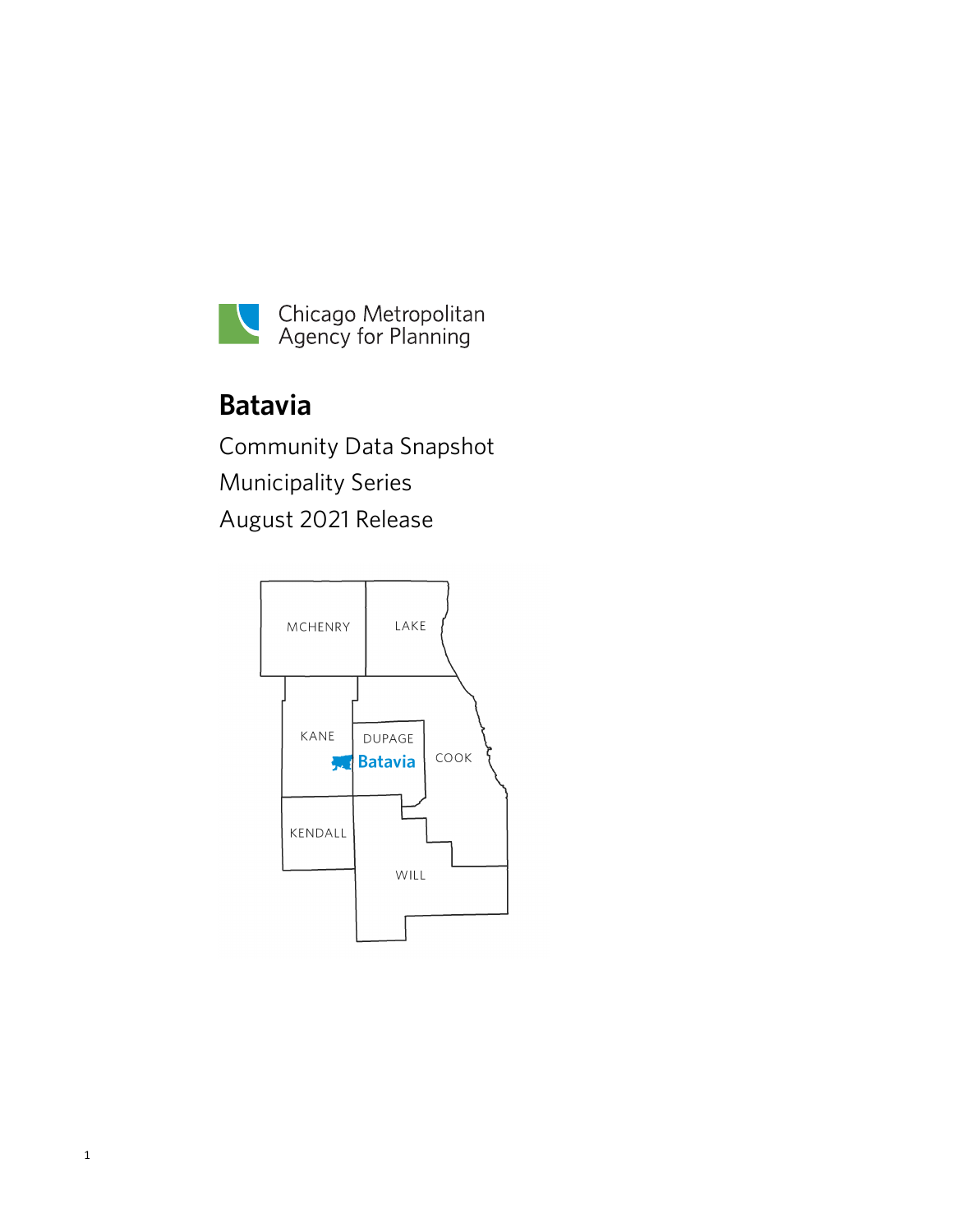Chicago Metropolitan Agency for Planning

# Batavia

Community Data Snapshot

Municipality Series

August 2021 Release

MCHENRY LAKE KANE DUPAGE Batavia COOK KENDALL WILL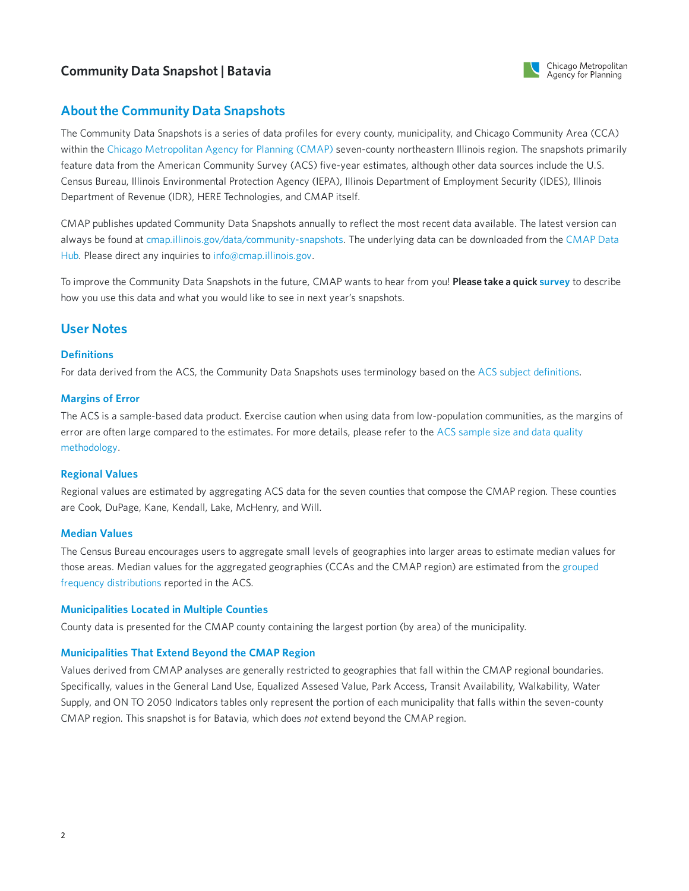## About the Community Data Snapshots

The Community Data Snapshots is a series of data profiles for every county, municipality, and Chicago Community Area (CCA) within the Chicago Metropolitan Agency for Planning (CMAP) seven-county northeastern Illinois region. The snapshots primarily feature data from the American Community Survey (ACS) five-year estimates, although other data sources include the U.S. Census Bureau, Illinois Environmental Protection Agency (IEPA), Illinois Department of Employment Security (IDES), Illinois Department of Revenue (IDR), HERE Technologies, and CMAP itself.

CMAP publishes updated Community Data Snapshots annually to reflect the most recent data available. The latest version can always be found at cmap.illinois.gov/data/community-snapshots. The underlying data can be downloaded from the CMAP Data Hub. Please direct any inquiries to info@cmap.illinois.gov.

To improve the Community Data Snapshots in the future, CMAP wants to hear from you! **Please take a quick survey** to describe how you use this data and what you would like to see in next year's snapshots.

## User Notes

### Definitions

For data derived from the ACS, the Community Data Snapshots uses terminology based on the ACS subject definitions.

### Margins of Error

The ACS is a sample-based data product. Exercise caution when using data from low-population communities, as the margins of error are often large compared to the estimates. For more details, please refer to the ACS sample size and data quality methodology.

### Regional Values

Regional values are estimated by aggregating ACS data for the seven counties that compose the CMAP region. These counties are Cook, DuPage, Kane, Kendall, Lake, McHenry, and Will.

### Median Values

The Census Bureau encourages users to aggregate small levels of geographies into larger areas to estimate median values for those areas. Median values for the aggregated geographies (CCAs and the CMAP region) are estimated from the grouped frequency distributions reported in the ACS.

### Municipalities Located in Multiple Counties

County data is presented for the CMAP county containing the largest portion (by area) of the municipality.

### Municipalities That Extend Beyond the CMAP Region

Values derived from CMAP analyses are generally restricted to geographies that fall within the CMAP regional boundaries. Specifically, values in the General Land Use, Equalized Assesed Value, Park Access, Transit Availability, Walkability, Water Supply, and ON TO 2050 Indicators tables only represent the portion of each municipality that falls within the seven-county CMAP region. This snapshot is for Batavia, which does *not* extend beyond the CMAP region.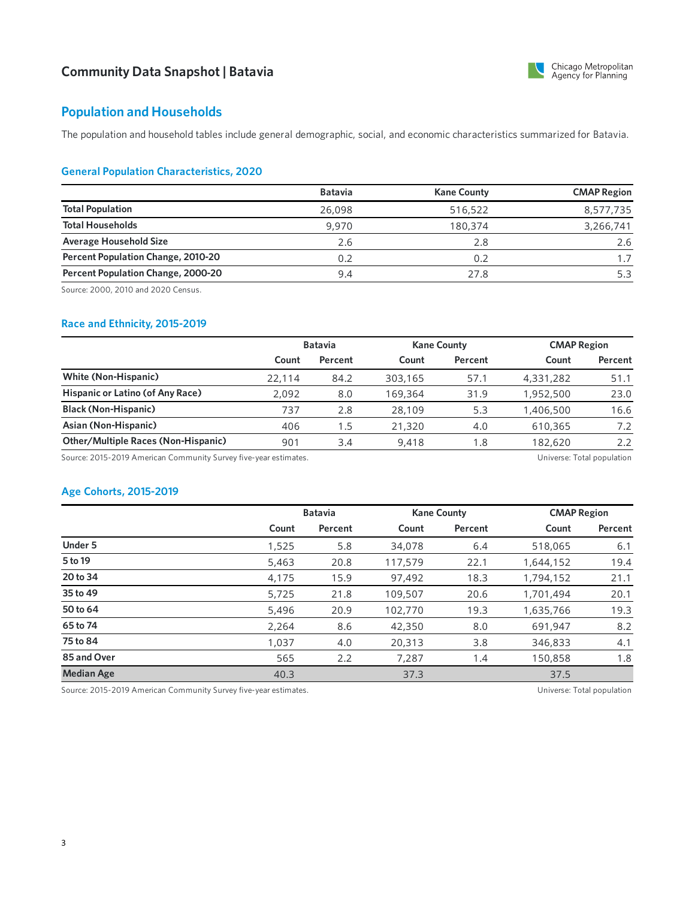## Population and Households

The population and household tables include general demographic, social, and economic characteristics summarized for Batavia.

### General Population Characteristics, 2020

| | Batavia | Kane County | CMAP Region |
|---|---|---|---|
| **Total Population** | 26,098 | 516,522 | 8,577,735 |
| **Total Households** | 9,970 | 180,374 | 3,266,741 |
| **Average Household Size** | 2.6 | 2.8 | 2.6 |
| **Percent Population Change, 2010-20** | 0.2 | 0.2 | 1.7 |
| **Percent Population Change, 2000-20** | 9.4 | 27.8 | 5.3 |

Source: 2000, 2010 and 2020 Census.

### Race and Ethnicity, 2015-2019

| | Batavia | | Kane County | | CMAP Region | |
|---|---|---|---|---|---|---|
| | Count | Percent | Count | Percent | Count | Percent |
| **White (Non-Hispanic)** | 22,114 | 84.2 | 303,165 | 57.1 | 4,331,282 | 51.1 |
| **Hispanic or Latino (of Any Race)** | 2,092 | 8.0 | 169,364 | 31.9 | 1,952,500 | 23.0 |
| **Black (Non-Hispanic)** | 737 | 2.8 | 28,109 | 5.3 | 1,406,500 | 16.6 |
| **Asian (Non-Hispanic)** | 406 | 1.5 | 21,320 | 4.0 | 610,365 | 7.2 |
| **Other/Multiple Races (Non-Hispanic)** | 901 | 3.4 | 9,418 | 1.8 | 182,620 | 2.2 |

Source: 2015-2019 American Community Survey five-year estimates. Universe: Total population

### Age Cohorts, 2015-2019

| | Batavia | | Kane County | | CMAP Region | |
|---|---|---|---|---|---|---|
| | Count | Percent | Count | Percent | Count | Percent |
| **Under 5** | 1,525 | 5.8 | 34,078 | 6.4 | 518,065 | 6.1 |
| **5 to 19** | 5,463 | 20.8 | 117,579 | 22.1 | 1,644,152 | 19.4 |
| **20 to 34** | 4,175 | 15.9 | 97,492 | 18.3 | 1,794,152 | 21.1 |
| **35 to 49** | 5,725 | 21.8 | 109,507 | 20.6 | 1,701,494 | 20.1 |
| **50 to 64** | 5,496 | 20.9 | 102,770 | 19.3 | 1,635,766 | 19.3 |
| **65 to 74** | 2,264 | 8.6 | 42,350 | 8.0 | 691,947 | 8.2 |
| **75 to 84** | 1,037 | 4.0 | 20,313 | 3.8 | 346,833 | 4.1 |
| **85 and Over** | 565 | 2.2 | 7,287 | 1.4 | 150,858 | 1.8 |
| **Median Age** | 40.3 | | 37.3 | | 37.5 | |

Source: 2015-2019 American Community Survey five-year estimates. Universe: Total population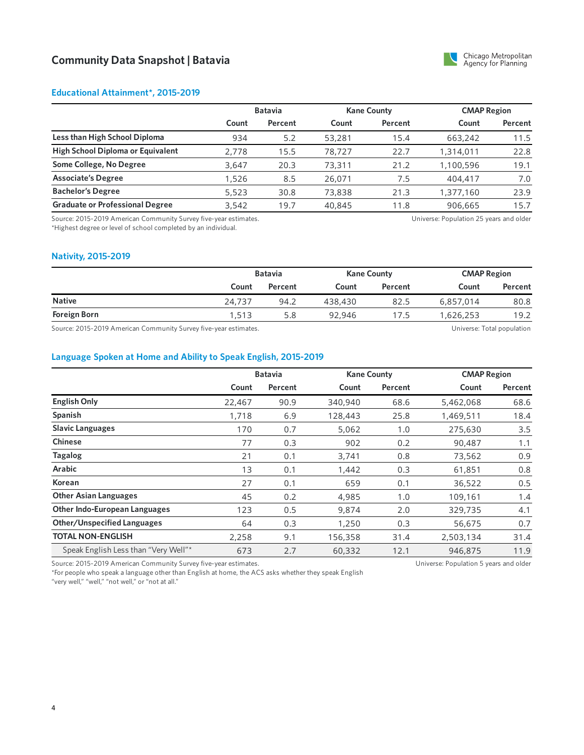# Community Data Snapshot | Batavia

## Educational Attainment*, 2015-2019

| | Batavia | | Kane County | | CMAP Region | |
|---|---|---|---|---|---|---|
| | Count | Percent | Count | Percent | Count | Percent |
| Less than High School Diploma | 934 | 5.2 | 53,281 | 15.4 | 663,242 | 11.5 |
| High School Diploma or Equivalent | 2,778 | 15.5 | 78,727 | 22.7 | 1,314,011 | 22.8 |
| Some College, No Degree | 3,647 | 20.3 | 73,311 | 21.2 | 1,100,596 | 19.1 |
| Associate's Degree | 1,526 | 8.5 | 26,071 | 7.5 | 404,417 | 7.0 |
| Bachelor's Degree | 5,523 | 30.8 | 73,838 | 21.3 | 1,377,160 | 23.9 |
| Graduate or Professional Degree | 3,542 | 19.7 | 40,845 | 11.8 | 906,665 | 15.7 |

Source: 2015-2019 American Community Survey five-year estimates.
*Highest degree or level of school completed by an individual.

Universe: Population 25 years and older

## Nativity, 2015-2019

| | Batavia | | Kane County | | CMAP Region | |
|---|---|---|---|---|---|---|
| | Count | Percent | Count | Percent | Count | Percent |
| Native | 24,737 | 94.2 | 438,430 | 82.5 | 6,857,014 | 80.8 |
| Foreign Born | 1,513 | 5.8 | 92,946 | 17.5 | 1,626,253 | 19.2 |

Source: 2015-2019 American Community Survey five-year estimates.

Universe: Total population

## Language Spoken at Home and Ability to Speak English, 2015-2019

| | Batavia | | Kane County | | CMAP Region | |
|---|---|---|---|---|---|---|
| | Count | Percent | Count | Percent | Count | Percent |
| English Only | 22,467 | 90.9 | 340,940 | 68.6 | 5,462,068 | 68.6 |
| Spanish | 1,718 | 6.9 | 128,443 | 25.8 | 1,469,511 | 18.4 |
| Slavic Languages | 170 | 0.7 | 5,062 | 1.0 | 275,630 | 3.5 |
| Chinese | 77 | 0.3 | 902 | 0.2 | 90,487 | 1.1 |
| Tagalog | 21 | 0.1 | 3,741 | 0.8 | 73,562 | 0.9 |
| Arabic | 13 | 0.1 | 1,442 | 0.3 | 61,851 | 0.8 |
| Korean | 27 | 0.1 | 659 | 0.1 | 36,522 | 0.5 |
| Other Asian Languages | 45 | 0.2 | 4,985 | 1.0 | 109,161 | 1.4 |
| Other Indo-European Languages | 123 | 0.5 | 9,874 | 2.0 | 329,735 | 4.1 |
| Other/Unspecified Languages | 64 | 0.3 | 1,250 | 0.3 | 56,675 | 0.7 |
| TOTAL NON-ENGLISH | 2,258 | 9.1 | 156,358 | 31.4 | 2,503,134 | 31.4 |
| Speak English Less than "Very Well"* | 673 | 2.7 | 60,332 | 12.1 | 946,875 | 11.9 |

Source: 2015-2019 American Community Survey five-year estimates.
*For people who speak a language other than English at home, the ACS asks whether they speak English "very well," "well," "not well," or "not at all."

Universe: Population 5 years and older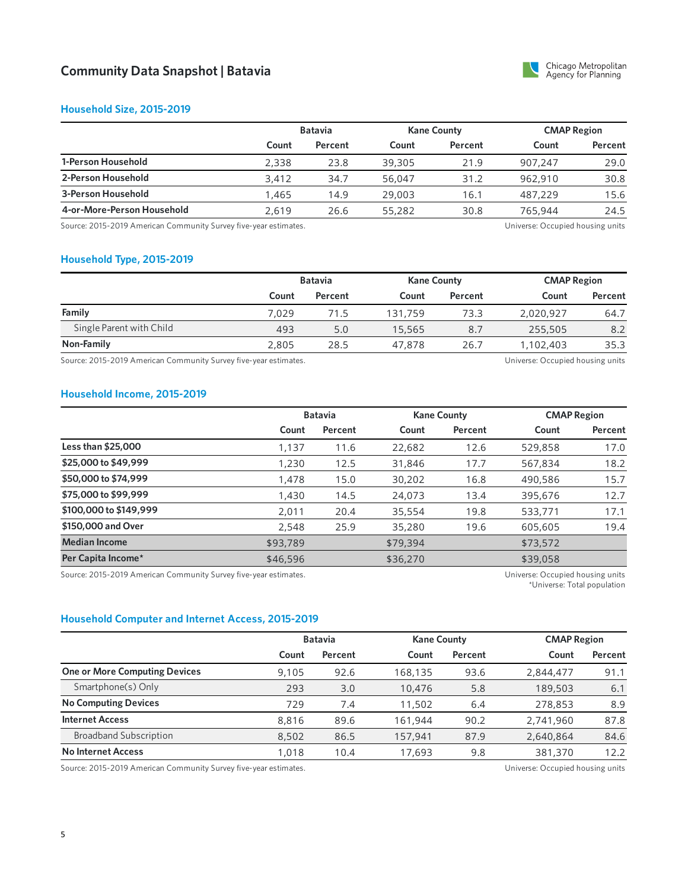## Community Data Snapshot | Batavia

### Household Size, 2015-2019

| | Batavia | | Kane County | | CMAP Region | |
|---|---|---|---|---|---|---|
| | Count | Percent | Count | Percent | Count | Percent |
| **1-Person Household** | 2,338 | 23.8 | 39,305 | 21.9 | 907,247 | 29.0 |
| **2-Person Household** | 3,412 | 34.7 | 56,047 | 31.2 | 962,910 | 30.8 |
| **3-Person Household** | 1,465 | 14.9 | 29,003 | 16.1 | 487,229 | 15.6 |
| **4-or-More-Person Household** | 2,619 | 26.6 | 55,282 | 30.8 | 765,944 | 24.5 |

Source: 2015-2019 American Community Survey five-year estimates. Universe: Occupied housing units

### Household Type, 2015-2019

| | Batavia | | Kane County | | CMAP Region | |
|---|---|---|---|---|---|---|
| | Count | Percent | Count | Percent | Count | Percent |
| **Family** | 7,029 | 71.5 | 131,759 | 73.3 | 2,020,927 | 64.7 |
| Single Parent with Child | 493 | 5.0 | 15,565 | 8.7 | 255,505 | 8.2 |
| **Non-Family** | 2,805 | 28.5 | 47,878 | 26.7 | 1,102,403 | 35.3 |

Source: 2015-2019 American Community Survey five-year estimates. Universe: Occupied housing units

### Household Income, 2015-2019

| | Batavia | | Kane County | | CMAP Region | |
|---|---|---|---|---|---|---|
| | Count | Percent | Count | Percent | Count | Percent |
| **Less than $25,000** | 1,137 | 11.6 | 22,682 | 12.6 | 529,858 | 17.0 |
| **$25,000 to $49,999** | 1,230 | 12.5 | 31,846 | 17.7 | 567,834 | 18.2 |
| **$50,000 to $74,999** | 1,478 | 15.0 | 30,202 | 16.8 | 490,586 | 15.7 |
| **$75,000 to $99,999** | 1,430 | 14.5 | 24,073 | 13.4 | 395,676 | 12.7 |
| **$100,000 to $149,999** | 2,011 | 20.4 | 35,554 | 19.8 | 533,771 | 17.1 |
| **$150,000 and Over** | 2,548 | 25.9 | 35,280 | 19.6 | 605,605 | 19.4 |
| **Median Income** | $93,789 | | $79,394 | | $73,572 | |
| **Per Capita Income*** | $46,596 | | $36,270 | | $39,058 | |

Source: 2015-2019 American Community Survey five-year estimates. Universe: Occupied housing units
*Universe: Total population

### Household Computer and Internet Access, 2015-2019

| | Batavia | | Kane County | | CMAP Region | |
|---|---|---|---|---|---|---|
| | Count | Percent | Count | Percent | Count | Percent |
| **One or More Computing Devices** | 9,105 | 92.6 | 168,135 | 93.6 | 2,844,477 | 91.1 |
| Smartphone(s) Only | 293 | 3.0 | 10,476 | 5.8 | 189,503 | 6.1 |
| **No Computing Devices** | 729 | 7.4 | 11,502 | 6.4 | 278,853 | 8.9 |
| **Internet Access** | 8,816 | 89.6 | 161,944 | 90.2 | 2,741,960 | 87.8 |
| Broadband Subscription | 8,502 | 86.5 | 157,941 | 87.9 | 2,640,864 | 84.6 |
| **No Internet Access** | 1,018 | 10.4 | 17,693 | 9.8 | 381,370 | 12.2 |

Source: 2015-2019 American Community Survey five-year estimates. Universe: Occupied housing units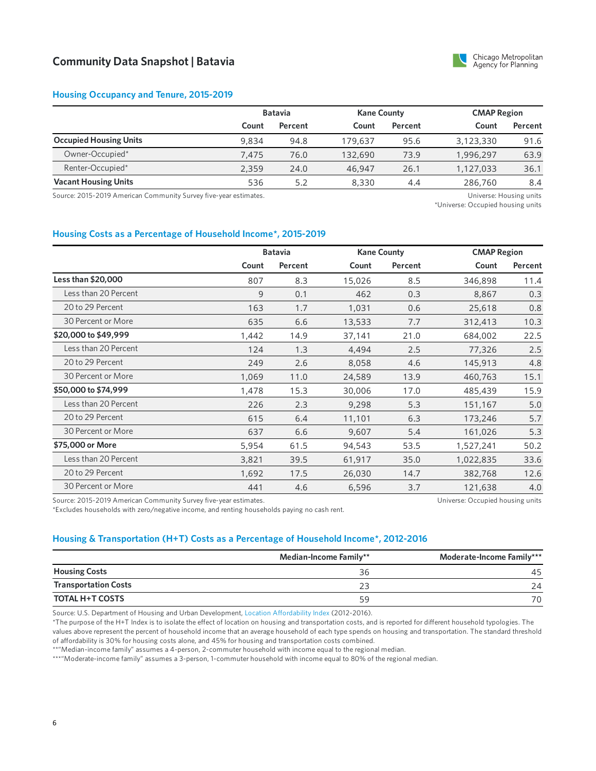# Community Data Snapshot | Batavia

Chicago Metropolitan Agency for Planning

## Housing Occupancy and Tenure, 2015-2019

| | Batavia | | Kane County | | CMAP Region | |
|---|---|---|---|---|---|---|
| | Count | Percent | Count | Percent | Count | Percent |
| **Occupied Housing Units** | 9,834 | 94.8 | 179,637 | 95.6 | 3,123,330 | 91.6 |
| Owner-Occupied* | 7,475 | 76.0 | 132,690 | 73.9 | 1,996,297 | 63.9 |
| Renter-Occupied* | 2,359 | 24.0 | 46,947 | 26.1 | 1,127,033 | 36.1 |
| **Vacant Housing Units** | 536 | 5.2 | 8,330 | 4.4 | 286,760 | 8.4 |

Source: 2015-2019 American Community Survey five-year estimates.

Universe: Housing units
*Universe: Occupied housing units

## Housing Costs as a Percentage of Household Income*, 2015-2019

| | Batavia | | Kane County | | CMAP Region | |
|---|---|---|---|---|---|---|
| | Count | Percent | Count | Percent | Count | Percent |
| **Less than $20,000** | 807 | 8.3 | 15,026 | 8.5 | 346,898 | 11.4 |
| Less than 20 Percent | 9 | 0.1 | 462 | 0.3 | 8,867 | 0.3 |
| 20 to 29 Percent | 163 | 1.7 | 1,031 | 0.6 | 25,618 | 0.8 |
| 30 Percent or More | 635 | 6.6 | 13,533 | 7.7 | 312,413 | 10.3 |
| **$20,000 to $49,999** | 1,442 | 14.9 | 37,141 | 21.0 | 684,002 | 22.5 |
| Less than 20 Percent | 124 | 1.3 | 4,494 | 2.5 | 77,326 | 2.5 |
| 20 to 29 Percent | 249 | 2.6 | 8,058 | 4.6 | 145,913 | 4.8 |
| 30 Percent or More | 1,069 | 11.0 | 24,589 | 13.9 | 460,763 | 15.1 |
| **$50,000 to $74,999** | 1,478 | 15.3 | 30,006 | 17.0 | 485,439 | 15.9 |
| Less than 20 Percent | 226 | 2.3 | 9,298 | 5.3 | 151,167 | 5.0 |
| 20 to 29 Percent | 615 | 6.4 | 11,101 | 6.3 | 173,246 | 5.7 |
| 30 Percent or More | 637 | 6.6 | 9,607 | 5.4 | 161,026 | 5.3 |
| **$75,000 or More** | 5,954 | 61.5 | 94,543 | 53.5 | 1,527,241 | 50.2 |
| Less than 20 Percent | 3,821 | 39.5 | 61,917 | 35.0 | 1,022,835 | 33.6 |
| 20 to 29 Percent | 1,692 | 17.5 | 26,030 | 14.7 | 382,768 | 12.6 |
| 30 Percent or More | 441 | 4.6 | 6,596 | 3.7 | 121,638 | 4.0 |

Source: 2015-2019 American Community Survey five-year estimates.
*Excludes households with zero/negative income, and renting households paying no cash rent.

Universe: Occupied housing units

## Housing & Transportation (H+T) Costs as a Percentage of Household Income*, 2012-2016

| | Median-Income Family** | Moderate-Income Family*** |
|---|---|---|
| **Housing Costs** | 36 | 45 |
| **Transportation Costs** | 23 | 24 |
| **TOTAL H+T COSTS** | 59 | 70 |

Source: U.S. Department of Housing and Urban Development, Location Affordability Index (2012-2016).
*The purpose of the H+T Index is to isolate the effect of location on housing and transportation costs, and is reported for different household typologies. The values above represent the percent of household income that an average household of each type spends on housing and transportation. The standard threshold of affordability is 30% for housing costs alone, and 45% for housing and transportation costs combined.
**"Median-income family" assumes a 4-person, 2-commuter household with income equal to the regional median.
***"Moderate-income family" assumes a 3-person, 1-commuter household with income equal to 80% of the regional median.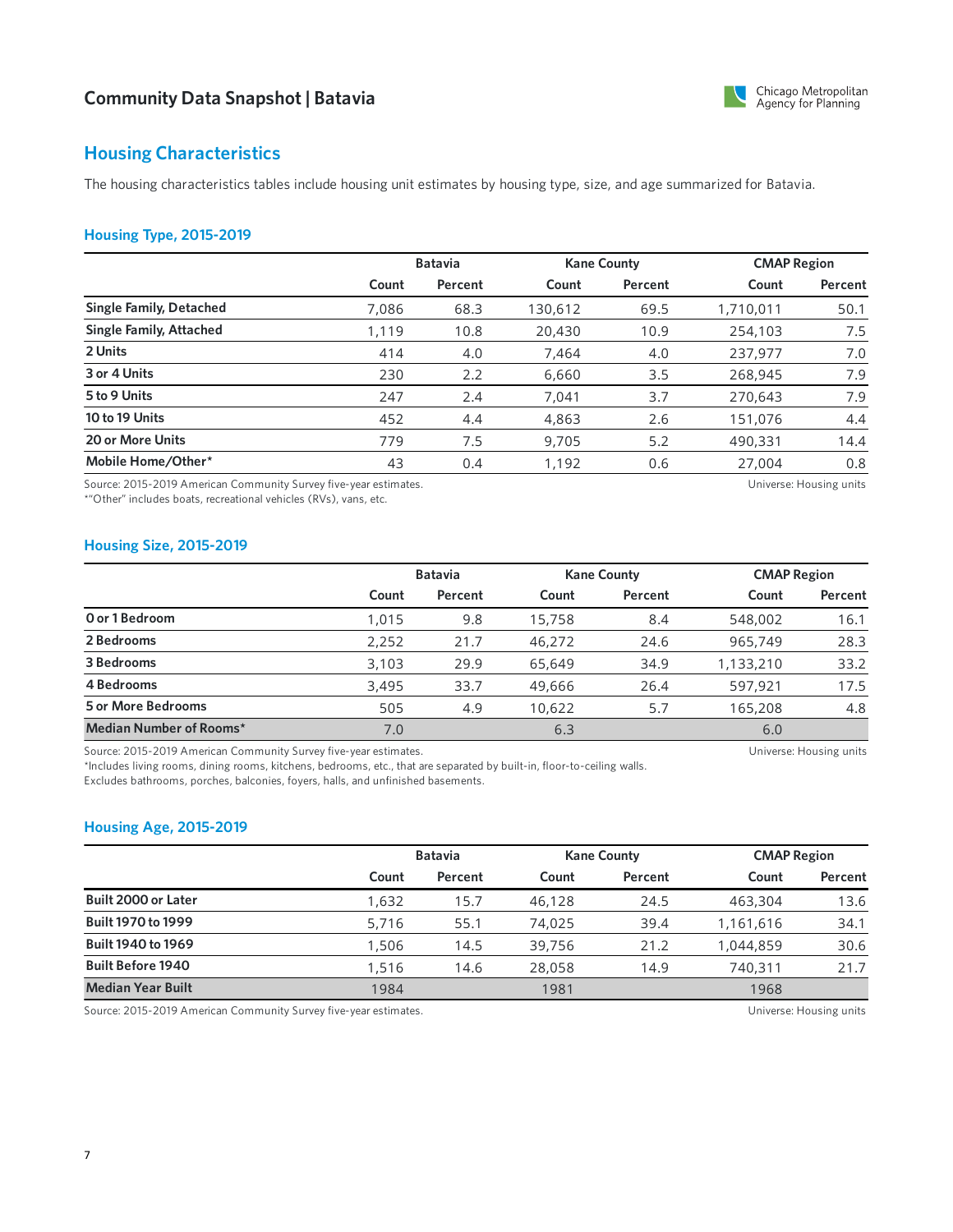## Housing Characteristics

The housing characteristics tables include housing unit estimates by housing type, size, and age summarized for Batavia.

### Housing Type, 2015-2019

| | Batavia | | Kane County | | CMAP Region | |
|---|---|---|---|---|---|---|
| | Count | Percent | Count | Percent | Count | Percent |
| **Single Family, Detached** | 7,086 | 68.3 | 130,612 | 69.5 | 1,710,011 | 50.1 |
| **Single Family, Attached** | 1,119 | 10.8 | 20,430 | 10.9 | 254,103 | 7.5 |
| **2 Units** | 414 | 4.0 | 7,464 | 4.0 | 237,977 | 7.0 |
| **3 or 4 Units** | 230 | 2.2 | 6,660 | 3.5 | 268,945 | 7.9 |
| **5 to 9 Units** | 247 | 2.4 | 7,041 | 3.7 | 270,643 | 7.9 |
| **10 to 19 Units** | 452 | 4.4 | 4,863 | 2.6 | 151,076 | 4.4 |
| **20 or More Units** | 779 | 7.5 | 9,705 | 5.2 | 490,331 | 14.4 |
| **Mobile Home/Other*** | 43 | 0.4 | 1,192 | 0.6 | 27,004 | 0.8 |

Source: 2015-2019 American Community Survey five-year estimates.
*"Other" includes boats, recreational vehicles (RVs), vans, etc.

Universe: Housing units

### Housing Size, 2015-2019

| | Batavia | | Kane County | | CMAP Region | |
|---|---|---|---|---|---|---|
| | Count | Percent | Count | Percent | Count | Percent |
| **0 or 1 Bedroom** | 1,015 | 9.8 | 15,758 | 8.4 | 548,002 | 16.1 |
| **2 Bedrooms** | 2,252 | 21.7 | 46,272 | 24.6 | 965,749 | 28.3 |
| **3 Bedrooms** | 3,103 | 29.9 | 65,649 | 34.9 | 1,133,210 | 33.2 |
| **4 Bedrooms** | 3,495 | 33.7 | 49,666 | 26.4 | 597,921 | 17.5 |
| **5 or More Bedrooms** | 505 | 4.9 | 10,622 | 5.7 | 165,208 | 4.8 |
| **Median Number of Rooms*** | 7.0 | | 6.3 | | 6.0 | |

Source: 2015-2019 American Community Survey five-year estimates.
*Includes living rooms, dining rooms, kitchens, bedrooms, etc., that are separated by built-in, floor-to-ceiling walls. Excludes bathrooms, porches, balconies, foyers, halls, and unfinished basements.

Universe: Housing units

### Housing Age, 2015-2019

| | Batavia | | Kane County | | CMAP Region | |
|---|---|---|---|---|---|---|
| | Count | Percent | Count | Percent | Count | Percent |
| **Built 2000 or Later** | 1,632 | 15.7 | 46,128 | 24.5 | 463,304 | 13.6 |
| **Built 1970 to 1999** | 5,716 | 55.1 | 74,025 | 39.4 | 1,161,616 | 34.1 |
| **Built 1940 to 1969** | 1,506 | 14.5 | 39,756 | 21.2 | 1,044,859 | 30.6 |
| **Built Before 1940** | 1,516 | 14.6 | 28,058 | 14.9 | 740,311 | 21.7 |
| **Median Year Built** | 1984 | | 1981 | | 1968 | |

Source: 2015-2019 American Community Survey five-year estimates.

Universe: Housing units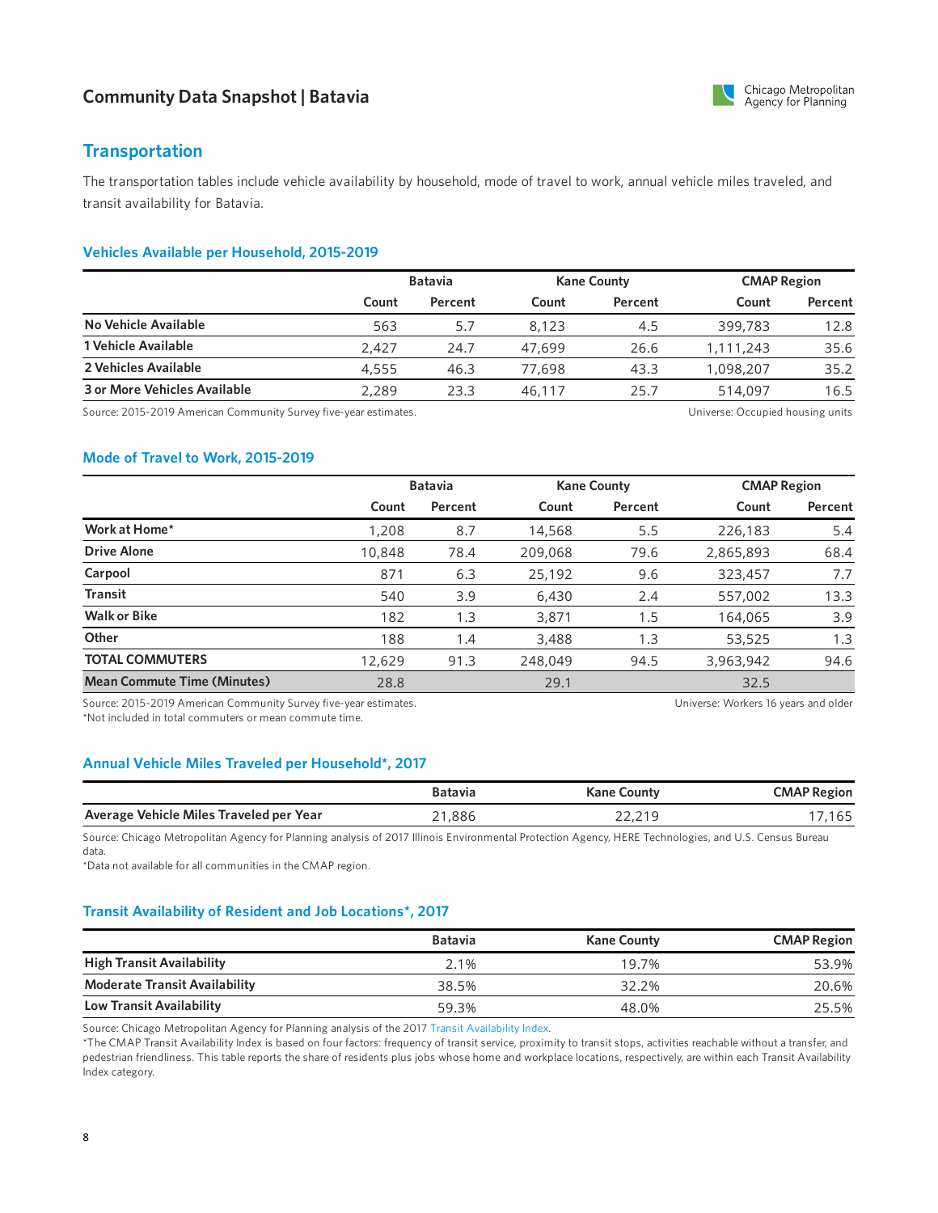# Community Data Snapshot | Batavia

## Transportation

The transportation tables include vehicle availability by household, mode of travel to work, annual vehicle miles traveled, and transit availability for Batavia.

### Vehicles Available per Household, 2015-2019

| | Batavia | | Kane County | | CMAP Region | |
|---|---|---|---|---|---|---|
| | Count | Percent | Count | Percent | Count | Percent |
| **No Vehicle Available** | 563 | 5.7 | 8,123 | 4.5 | 399,783 | 12.8 |
| **1 Vehicle Available** | 2,427 | 24.7 | 47,699 | 26.6 | 1,111,243 | 35.6 |
| **2 Vehicles Available** | 4,555 | 46.3 | 77,698 | 43.3 | 1,098,207 | 35.2 |
| **3 or More Vehicles Available** | 2,289 | 23.3 | 46,117 | 25.7 | 514,097 | 16.5 |

Source: 2015-2019 American Community Survey five-year estimates.

Universe: Occupied housing units

### Mode of Travel to Work, 2015-2019

| | Batavia | | Kane County | | CMAP Region | |
|---|---|---|---|---|---|---|
| | Count | Percent | Count | Percent | Count | Percent |
| **Work at Home*** | 1,208 | 8.7 | 14,568 | 5.5 | 226,183 | 5.4 |
| **Drive Alone** | 10,848 | 78.4 | 209,068 | 79.6 | 2,865,893 | 68.4 |
| **Carpool** | 871 | 6.3 | 25,192 | 9.6 | 323,457 | 7.7 |
| **Transit** | 540 | 3.9 | 6,430 | 2.4 | 557,002 | 13.3 |
| **Walk or Bike** | 182 | 1.3 | 3,871 | 1.5 | 164,065 | 3.9 |
| **Other** | 188 | 1.4 | 3,488 | 1.3 | 53,525 | 1.3 |
| **TOTAL COMMUTERS** | 12,629 | 91.3 | 248,049 | 94.5 | 3,963,942 | 94.6 |
| **Mean Commute Time (Minutes)** | 28.8 | | 29.1 | | 32.5 | |

Source: 2015-2019 American Community Survey five-year estimates.
*Not included in total commuters or mean commute time.

Universe: Workers 16 years and older

### Annual Vehicle Miles Traveled per Household*, 2017

| | Batavia | Kane County | CMAP Region |
|---|---|---|---|
| **Average Vehicle Miles Traveled per Year** | 21,886 | 22,219 | 17,165 |

Source: Chicago Metropolitan Agency for Planning analysis of 2017 Illinois Environmental Protection Agency, HERE Technologies, and U.S. Census Bureau data.
*Data not available for all communities in the CMAP region.

### Transit Availability of Resident and Job Locations*, 2017

| | Batavia | Kane County | CMAP Region |
|---|---|---|---|
| **High Transit Availability** | 2.1% | 19.7% | 53.9% |
| **Moderate Transit Availability** | 38.5% | 32.2% | 20.6% |
| **Low Transit Availability** | 59.3% | 48.0% | 25.5% |

Source: Chicago Metropolitan Agency for Planning analysis of the 2017 Transit Availability Index.
*The CMAP Transit Availability Index is based on four factors: frequency of transit service, proximity to transit stops, activities reachable without a transfer, and pedestrian friendliness. This table reports the share of residents plus jobs whose home and workplace locations, respectively, are within each Transit Availability Index category.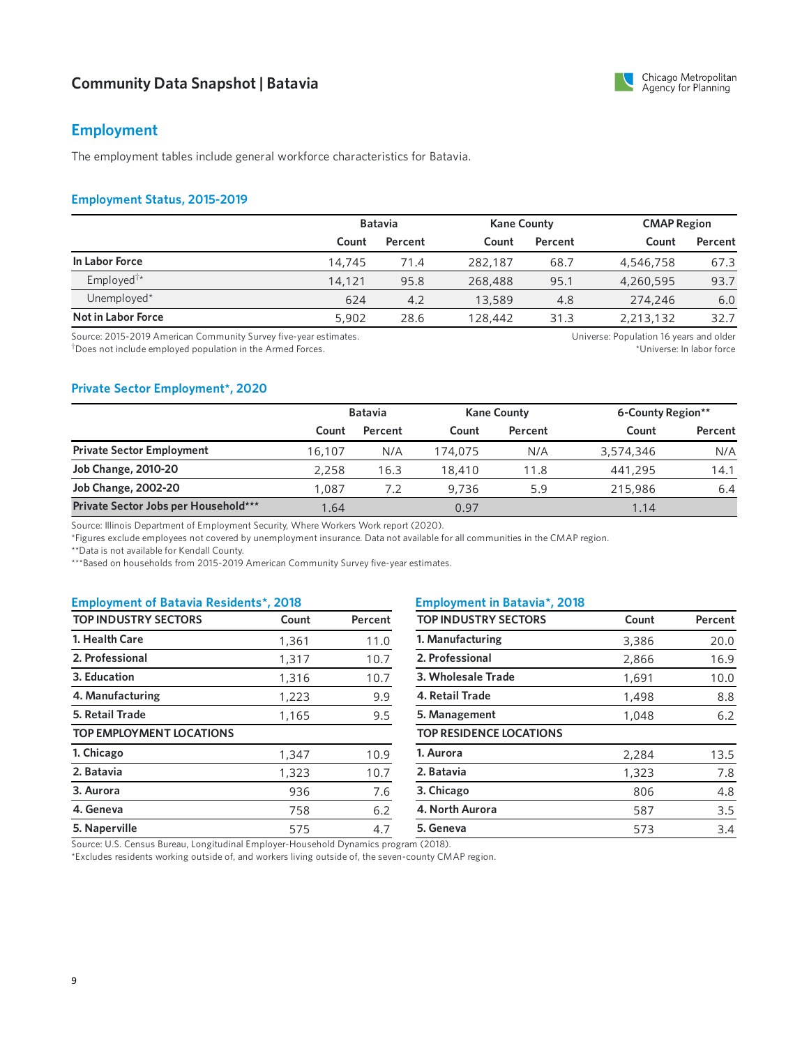## Employment

The employment tables include general workforce characteristics for Batavia.

### Employment Status, 2015-2019

| | Batavia | | Kane County | | CMAP Region | |
|---|---|---|---|---|---|---|
| | Count | Percent | Count | Percent | Count | Percent |
| **In Labor Force** | 14,745 | 71.4 | 282,187 | 68.7 | 4,546,758 | 67.3 |
| Employed†* | 14,121 | 95.8 | 268,488 | 95.1 | 4,260,595 | 93.7 |
| Unemployed* | 624 | 4.2 | 13,589 | 4.8 | 274,246 | 6.0 |
| **Not in Labor Force** | 5,902 | 28.6 | 128,442 | 31.3 | 2,213,132 | 32.7 |

Source: 2015-2019 American Community Survey five-year estimates.
†Does not include employed population in the Armed Forces.

Universe: Population 16 years and older
*Universe: In labor force

### Private Sector Employment*, 2020

| | Batavia | | Kane County | | 6-County Region** | |
|---|---|---|---|---|---|---|
| | Count | Percent | Count | Percent | Count | Percent |
| **Private Sector Employment** | 16,107 | N/A | 174,075 | N/A | 3,574,346 | N/A |
| **Job Change, 2010-20** | 2,258 | 16.3 | 18,410 | 11.8 | 441,295 | 14.1 |
| **Job Change, 2002-20** | 1,087 | 7.2 | 9,736 | 5.9 | 215,986 | 6.4 |
| **Private Sector Jobs per Household*** ** | 1.64 | | 0.97 | | 1.14 | |

Source: Illinois Department of Employment Security, Where Workers Work report (2020).
*Figures exclude employees not covered by unemployment insurance. Data not available for all communities in the CMAP region.
**Data is not available for Kendall County.
***Based on households from 2015-2019 American Community Survey five-year estimates.

### Employment of Batavia Residents*, 2018

| TOP INDUSTRY SECTORS | Count | Percent |
|---|---|---|
| **1. Health Care** | 1,361 | 11.0 |
| **2. Professional** | 1,317 | 10.7 |
| **3. Education** | 1,316 | 10.7 |
| **4. Manufacturing** | 1,223 | 9.9 |
| **5. Retail Trade** | 1,165 | 9.5 |
| **TOP EMPLOYMENT LOCATIONS** | | |
| **1. Chicago** | 1,347 | 10.9 |
| **2. Batavia** | 1,323 | 10.7 |
| **3. Aurora** | 936 | 7.6 |
| **4. Geneva** | 758 | 6.2 |
| **5. Naperville** | 575 | 4.7 |

### Employment in Batavia*, 2018

| TOP INDUSTRY SECTORS | Count | Percent |
|---|---|---|
| **1. Manufacturing** | 3,386 | 20.0 |
| **2. Professional** | 2,866 | 16.9 |
| **3. Wholesale Trade** | 1,691 | 10.0 |
| **4. Retail Trade** | 1,498 | 8.8 |
| **5. Management** | 1,048 | 6.2 |
| **TOP RESIDENCE LOCATIONS** | | |
| **1. Aurora** | 2,284 | 13.5 |
| **2. Batavia** | 1,323 | 7.8 |
| **3. Chicago** | 806 | 4.8 |
| **4. North Aurora** | 587 | 3.5 |
| **5. Geneva** | 573 | 3.4 |

Source: U.S. Census Bureau, Longitudinal Employer-Household Dynamics program (2018).
*Excludes residents working outside of, and workers living outside of, the seven-county CMAP region.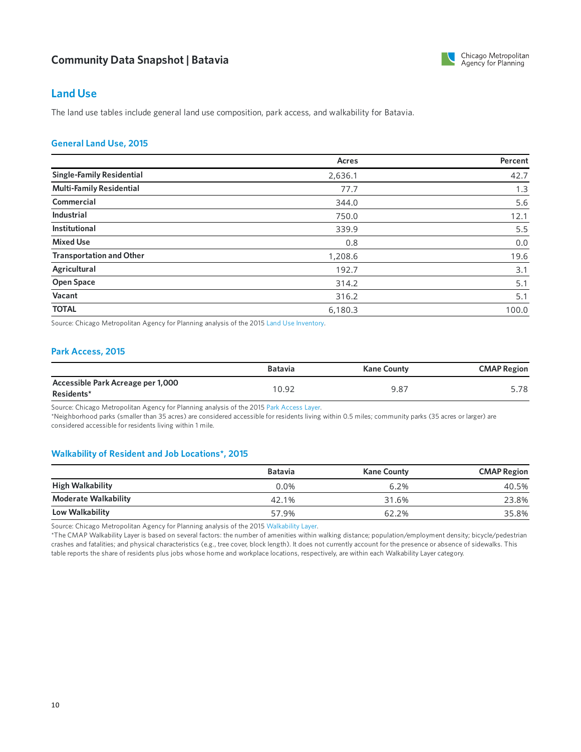# Community Data Snapshot | Batavia

## Land Use

The land use tables include general land use composition, park access, and walkability for Batavia.

### General Land Use, 2015

| | Acres | Percent |
|---|---|---|
| **Single-Family Residential** | 2,636.1 | 42.7 |
| **Multi-Family Residential** | 77.7 | 1.3 |
| **Commercial** | 344.0 | 5.6 |
| **Industrial** | 750.0 | 12.1 |
| **Institutional** | 339.9 | 5.5 |
| **Mixed Use** | 0.8 | 0.0 |
| **Transportation and Other** | 1,208.6 | 19.6 |
| **Agricultural** | 192.7 | 3.1 |
| **Open Space** | 314.2 | 5.1 |
| **Vacant** | 316.2 | 5.1 |
| **TOTAL** | 6,180.3 | 100.0 |

Source: Chicago Metropolitan Agency for Planning analysis of the 2015 Land Use Inventory.

### Park Access, 2015

| | Batavia | Kane County | CMAP Region |
|---|---|---|---|
| **Accessible Park Acreage per 1,000 Residents*** | 10.92 | 9.87 | 5.78 |

Source: Chicago Metropolitan Agency for Planning analysis of the 2015 Park Access Layer.
*Neighborhood parks (smaller than 35 acres) are considered accessible for residents living within 0.5 miles; community parks (35 acres or larger) are considered accessible for residents living within 1 mile.

### Walkability of Resident and Job Locations*, 2015

| | Batavia | Kane County | CMAP Region |
|---|---|---|---|
| **High Walkability** | 0.0% | 6.2% | 40.5% |
| **Moderate Walkability** | 42.1% | 31.6% | 23.8% |
| **Low Walkability** | 57.9% | 62.2% | 35.8% |

Source: Chicago Metropolitan Agency for Planning analysis of the 2015 Walkability Layer.
*The CMAP Walkability Layer is based on several factors: the number of amenities within walking distance; population/employment density; bicycle/pedestrian crashes and fatalities; and physical characteristics (e.g., tree cover, block length). It does not currently account for the presence or absence of sidewalks. This table reports the share of residents plus jobs whose home and workplace locations, respectively, are within each Walkability Layer category.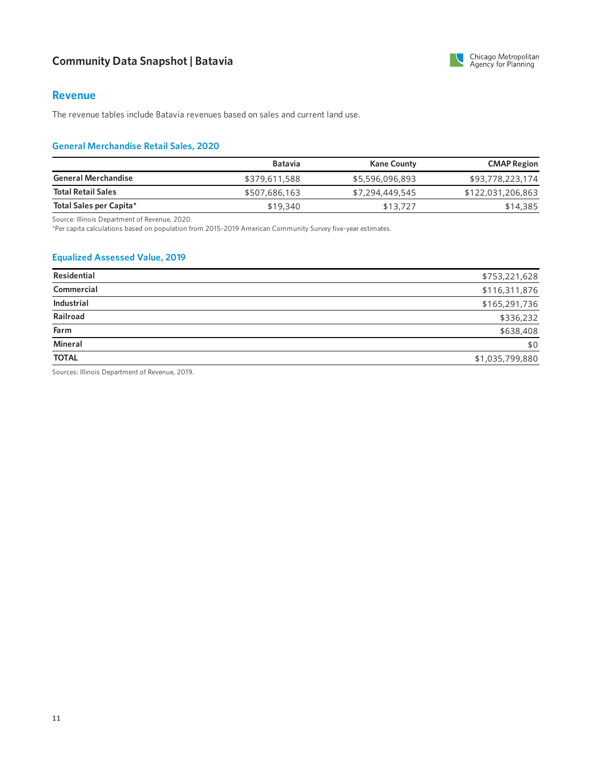# Community Data Snapshot | Batavia

## Revenue

The revenue tables include Batavia revenues based on sales and current land use.

### General Merchandise Retail Sales, 2020

| | Batavia | Kane County | CMAP Region |
|---|---|---|---|
| **General Merchandise** | $379,611,588 | $5,596,096,893 | $93,778,223,174 |
| **Total Retail Sales** | $507,686,163 | $7,294,449,545 | $122,031,206,863 |
| **Total Sales per Capita*** | $19,340 | $13,727 | $14,385 |

Source: Illinois Department of Revenue, 2020.
*Per capita calculations based on population from 2015-2019 American Community Survey five-year estimates.

### Equalized Assessed Value, 2019

| | |
|---|---|
| **Residential** | $753,221,628 |
| **Commercial** | $116,311,876 |
| **Industrial** | $165,291,736 |
| **Railroad** | $336,232 |
| **Farm** | $638,408 |
| **Mineral** | $0 |
| **TOTAL** | $1,035,799,880 |

Sources: Illinois Department of Revenue, 2019.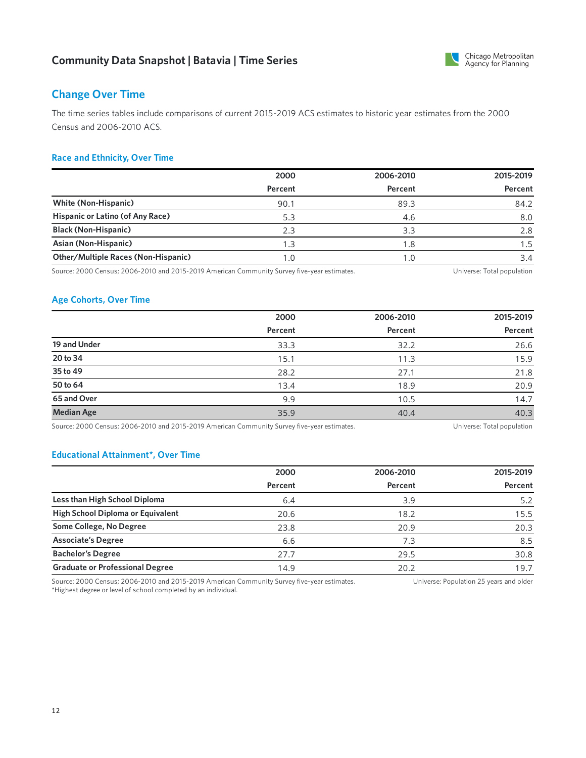# Community Data Snapshot | Batavia | Time Series

## Change Over Time

The time series tables include comparisons of current 2015-2019 ACS estimates to historic year estimates from the 2000 Census and 2006-2010 ACS.

### Race and Ethnicity, Over Time

| | 2000 | 2006-2010 | 2015-2019 |
|---|---|---|---|
| | Percent | Percent | Percent |
| **White (Non-Hispanic)** | 90.1 | 89.3 | 84.2 |
| **Hispanic or Latino (of Any Race)** | 5.3 | 4.6 | 8.0 |
| **Black (Non-Hispanic)** | 2.3 | 3.3 | 2.8 |
| **Asian (Non-Hispanic)** | 1.3 | 1.8 | 1.5 |
| **Other/Multiple Races (Non-Hispanic)** | 1.0 | 1.0 | 3.4 |

Source: 2000 Census; 2006-2010 and 2015-2019 American Community Survey five-year estimates. Universe: Total population

### Age Cohorts, Over Time

| | 2000 | 2006-2010 | 2015-2019 |
|---|---|---|---|
| | Percent | Percent | Percent |
| **19 and Under** | 33.3 | 32.2 | 26.6 |
| **20 to 34** | 15.1 | 11.3 | 15.9 |
| **35 to 49** | 28.2 | 27.1 | 21.8 |
| **50 to 64** | 13.4 | 18.9 | 20.9 |
| **65 and Over** | 9.9 | 10.5 | 14.7 |
| **Median Age** | 35.9 | 40.4 | 40.3 |

Source: 2000 Census; 2006-2010 and 2015-2019 American Community Survey five-year estimates. Universe: Total population

### Educational Attainment*, Over Time

| | 2000 | 2006-2010 | 2015-2019 |
|---|---|---|---|
| | Percent | Percent | Percent |
| **Less than High School Diploma** | 6.4 | 3.9 | 5.2 |
| **High School Diploma or Equivalent** | 20.6 | 18.2 | 15.5 |
| **Some College, No Degree** | 23.8 | 20.9 | 20.3 |
| **Associate's Degree** | 6.6 | 7.3 | 8.5 |
| **Bachelor's Degree** | 27.7 | 29.5 | 30.8 |
| **Graduate or Professional Degree** | 14.9 | 20.2 | 19.7 |

Source: 2000 Census; 2006-2010 and 2015-2019 American Community Survey five-year estimates. Universe: Population 25 years and older
*Highest degree or level of school completed by an individual.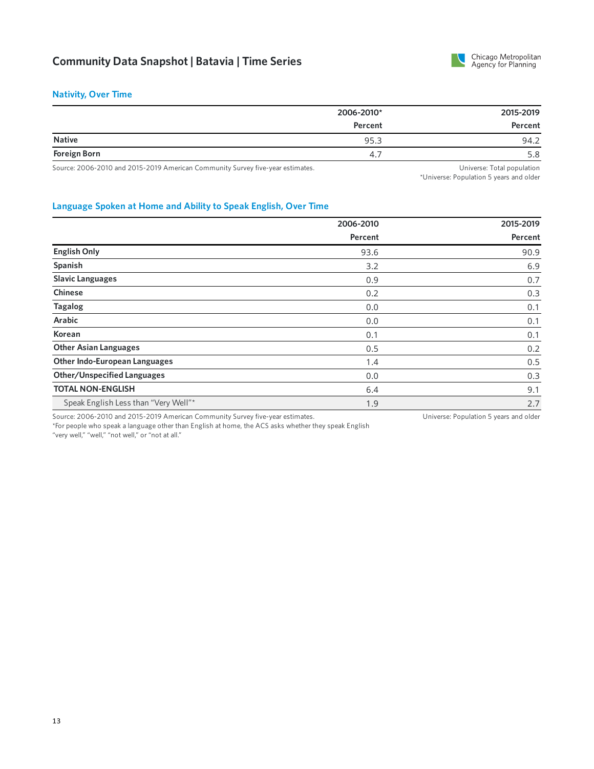# Community Data Snapshot | Batavia | Time Series

## Nativity, Over Time

| | 2006-2010* Percent | 2015-2019 Percent |
|---|---|---|
| **Native** | 95.3 | 94.2 |
| **Foreign Born** | 4.7 | 5.8 |

Source: 2006-2010 and 2015-2019 American Community Survey five-year estimates.

Universe: Total population
*Universe: Population 5 years and older

## Language Spoken at Home and Ability to Speak English, Over Time

| | 2006-2010 Percent | 2015-2019 Percent |
|---|---|---|
| **English Only** | 93.6 | 90.9 |
| **Spanish** | 3.2 | 6.9 |
| **Slavic Languages** | 0.9 | 0.7 |
| **Chinese** | 0.2 | 0.3 |
| **Tagalog** | 0.0 | 0.1 |
| **Arabic** | 0.0 | 0.1 |
| **Korean** | 0.1 | 0.1 |
| **Other Asian Languages** | 0.5 | 0.2 |
| **Other Indo-European Languages** | 1.4 | 0.5 |
| **Other/Unspecified Languages** | 0.0 | 0.3 |
| **TOTAL NON-ENGLISH** | 6.4 | 9.1 |
| Speak English Less than "Very Well"* | 1.9 | 2.7 |

Source: 2006-2010 and 2015-2019 American Community Survey five-year estimates.
*For people who speak a language other than English at home, the ACS asks whether they speak English "very well," "well," "not well," or "not at all."

Universe: Population 5 years and older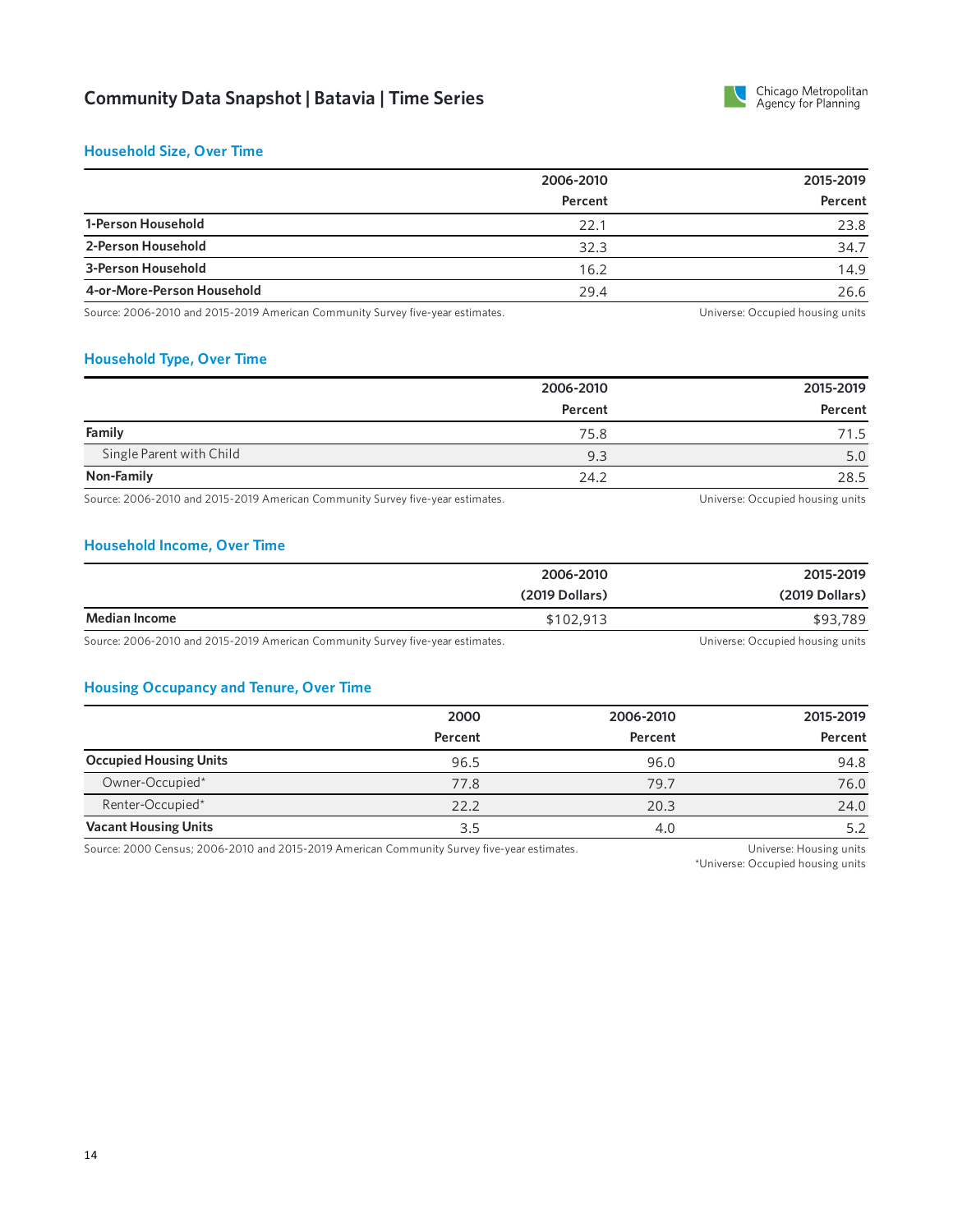# Community Data Snapshot | Batavia | Time Series

## Household Size, Over Time

| | 2006-2010 Percent | 2015-2019 Percent |
|---|---|---|
| **1-Person Household** | 22.1 | 23.8 |
| **2-Person Household** | 32.3 | 34.7 |
| **3-Person Household** | 16.2 | 14.9 |
| **4-or-More-Person Household** | 29.4 | 26.6 |

Source: 2006-2010 and 2015-2019 American Community Survey five-year estimates.

Universe: Occupied housing units

## Household Type, Over Time

| | 2006-2010 Percent | 2015-2019 Percent |
|---|---|---|
| **Family** | 75.8 | 71.5 |
| Single Parent with Child | 9.3 | 5.0 |
| **Non-Family** | 24.2 | 28.5 |

Source: 2006-2010 and 2015-2019 American Community Survey five-year estimates.

Universe: Occupied housing units

## Household Income, Over Time

| | 2006-2010 (2019 Dollars) | 2015-2019 (2019 Dollars) |
|---|---|---|
| **Median Income** | $102,913 | $93,789 |

Source: 2006-2010 and 2015-2019 American Community Survey five-year estimates.

Universe: Occupied housing units

## Housing Occupancy and Tenure, Over Time

| | 2000 Percent | 2006-2010 Percent | 2015-2019 Percent |
|---|---|---|---|
| **Occupied Housing Units** | 96.5 | 96.0 | 94.8 |
| Owner-Occupied* | 77.8 | 79.7 | 76.0 |
| Renter-Occupied* | 22.2 | 20.3 | 24.0 |
| **Vacant Housing Units** | 3.5 | 4.0 | 5.2 |

Source: 2000 Census; 2006-2010 and 2015-2019 American Community Survey five-year estimates.

Universe: Housing units

*Universe: Occupied housing units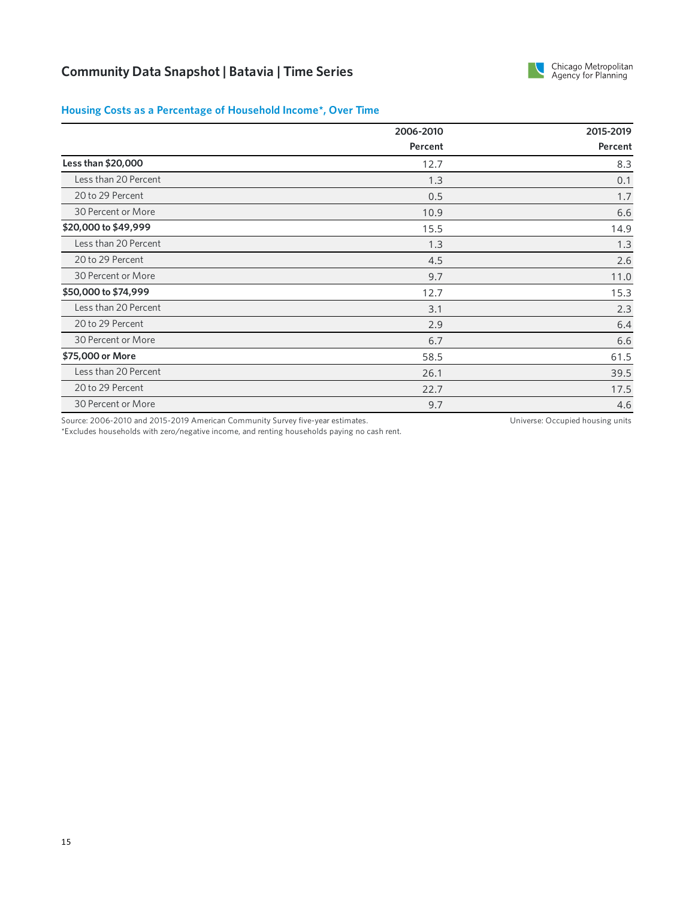# Community Data Snapshot | Batavia | Time Series

## Housing Costs as a Percentage of Household Income*, Over Time

| | 2006-2010 | 2015-2019 |
|---|---|---|
| | Percent | Percent |
| **Less than $20,000** | 12.7 | 8.3 |
| Less than 20 Percent | 1.3 | 0.1 |
| 20 to 29 Percent | 0.5 | 1.7 |
| 30 Percent or More | 10.9 | 6.6 |
| **$20,000 to $49,999** | 15.5 | 14.9 |
| Less than 20 Percent | 1.3 | 1.3 |
| 20 to 29 Percent | 4.5 | 2.6 |
| 30 Percent or More | 9.7 | 11.0 |
| **$50,000 to $74,999** | 12.7 | 15.3 |
| Less than 20 Percent | 3.1 | 2.3 |
| 20 to 29 Percent | 2.9 | 6.4 |
| 30 Percent or More | 6.7 | 6.6 |
| **$75,000 or More** | 58.5 | 61.5 |
| Less than 20 Percent | 26.1 | 39.5 |
| 20 to 29 Percent | 22.7 | 17.5 |
| 30 Percent or More | 9.7 | 4.6 |

Source: 2006-2010 and 2015-2019 American Community Survey five-year estimates.

*Excludes households with zero/negative income, and renting households paying no cash rent.

Universe: Occupied housing units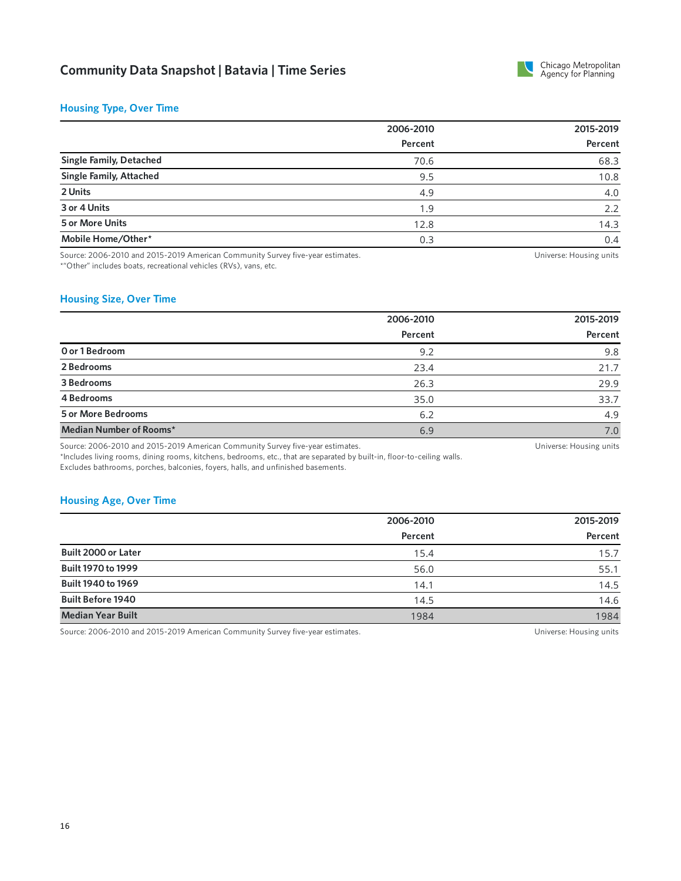# Community Data Snapshot | Batavia | Time Series

## Housing Type, Over Time

| | 2006-2010 Percent | 2015-2019 Percent |
|---|---|---|
| **Single Family, Detached** | 70.6 | 68.3 |
| **Single Family, Attached** | 9.5 | 10.8 |
| **2 Units** | 4.9 | 4.0 |
| **3 or 4 Units** | 1.9 | 2.2 |
| **5 or More Units** | 12.8 | 14.3 |
| **Mobile Home/Other*** | 0.3 | 0.4 |

Source: 2006-2010 and 2015-2019 American Community Survey five-year estimates.
*"Other" includes boats, recreational vehicles (RVs), vans, etc.

Universe: Housing units

## Housing Size, Over Time

| | 2006-2010 Percent | 2015-2019 Percent |
|---|---|---|
| **0 or 1 Bedroom** | 9.2 | 9.8 |
| **2 Bedrooms** | 23.4 | 21.7 |
| **3 Bedrooms** | 26.3 | 29.9 |
| **4 Bedrooms** | 35.0 | 33.7 |
| **5 or More Bedrooms** | 6.2 | 4.9 |
| **Median Number of Rooms*** | 6.9 | 7.0 |

Source: 2006-2010 and 2015-2019 American Community Survey five-year estimates.
*Includes living rooms, dining rooms, kitchens, bedrooms, etc., that are separated by built-in, floor-to-ceiling walls. Excludes bathrooms, porches, balconies, foyers, halls, and unfinished basements.

Universe: Housing units

## Housing Age, Over Time

| | 2006-2010 Percent | 2015-2019 Percent |
|---|---|---|
| **Built 2000 or Later** | 15.4 | 15.7 |
| **Built 1970 to 1999** | 56.0 | 55.1 |
| **Built 1940 to 1969** | 14.1 | 14.5 |
| **Built Before 1940** | 14.5 | 14.6 |
| **Median Year Built** | 1984 | 1984 |

Source: 2006-2010 and 2015-2019 American Community Survey five-year estimates.

Universe: Housing units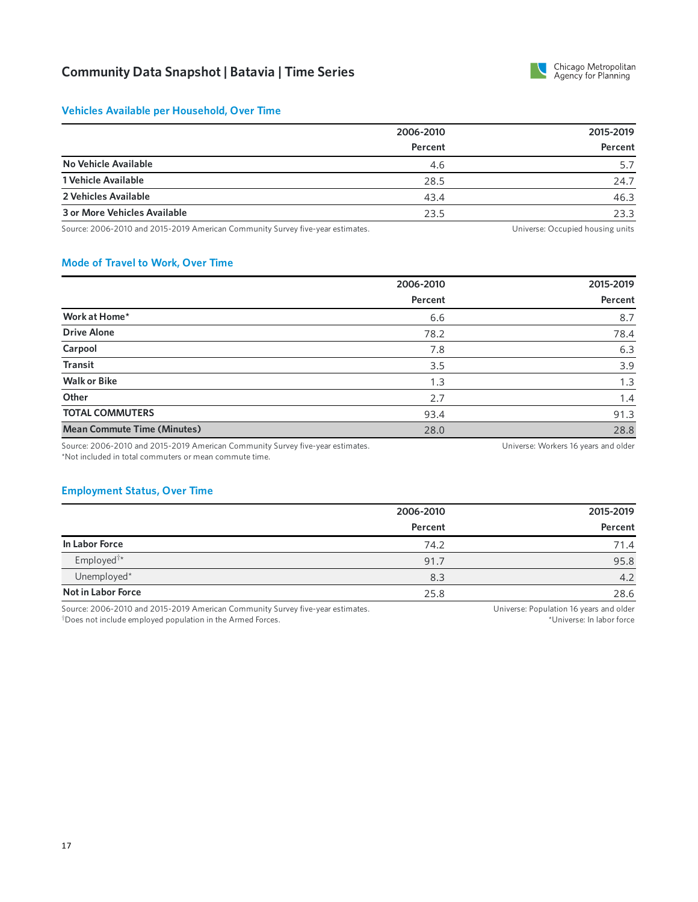# Community Data Snapshot | Batavia | Time Series

## Vehicles Available per Household, Over Time

| | 2006-2010 | 2015-2019 |
|---|---|---|
| | Percent | Percent |
| **No Vehicle Available** | 4.6 | 5.7 |
| **1 Vehicle Available** | 28.5 | 24.7 |
| **2 Vehicles Available** | 43.4 | 46.3 |
| **3 or More Vehicles Available** | 23.5 | 23.3 |

Source: 2006-2010 and 2015-2019 American Community Survey five-year estimates.

Universe: Occupied housing units

## Mode of Travel to Work, Over Time

| | 2006-2010 | 2015-2019 |
|---|---|---|
| | Percent | Percent |
| **Work at Home*** | 6.6 | 8.7 |
| **Drive Alone** | 78.2 | 78.4 |
| **Carpool** | 7.8 | 6.3 |
| **Transit** | 3.5 | 3.9 |
| **Walk or Bike** | 1.3 | 1.3 |
| **Other** | 2.7 | 1.4 |
| **TOTAL COMMUTERS** | 93.4 | 91.3 |
| **Mean Commute Time (Minutes)** | 28.0 | 28.8 |

Source: 2006-2010 and 2015-2019 American Community Survey five-year estimates.

*Not included in total commuters or mean commute time.

Universe: Workers 16 years and older

## Employment Status, Over Time

| | 2006-2010 | 2015-2019 |
|---|---|---|
| | Percent | Percent |
| **In Labor Force** | 74.2 | 71.4 |
| Employed†* | 91.7 | 95.8 |
| Unemployed* | 8.3 | 4.2 |
| **Not in Labor Force** | 25.8 | 28.6 |

Source: 2006-2010 and 2015-2019 American Community Survey five-year estimates.

†Does not include employed population in the Armed Forces.

Universe: Population 16 years and older

*Universe: In labor force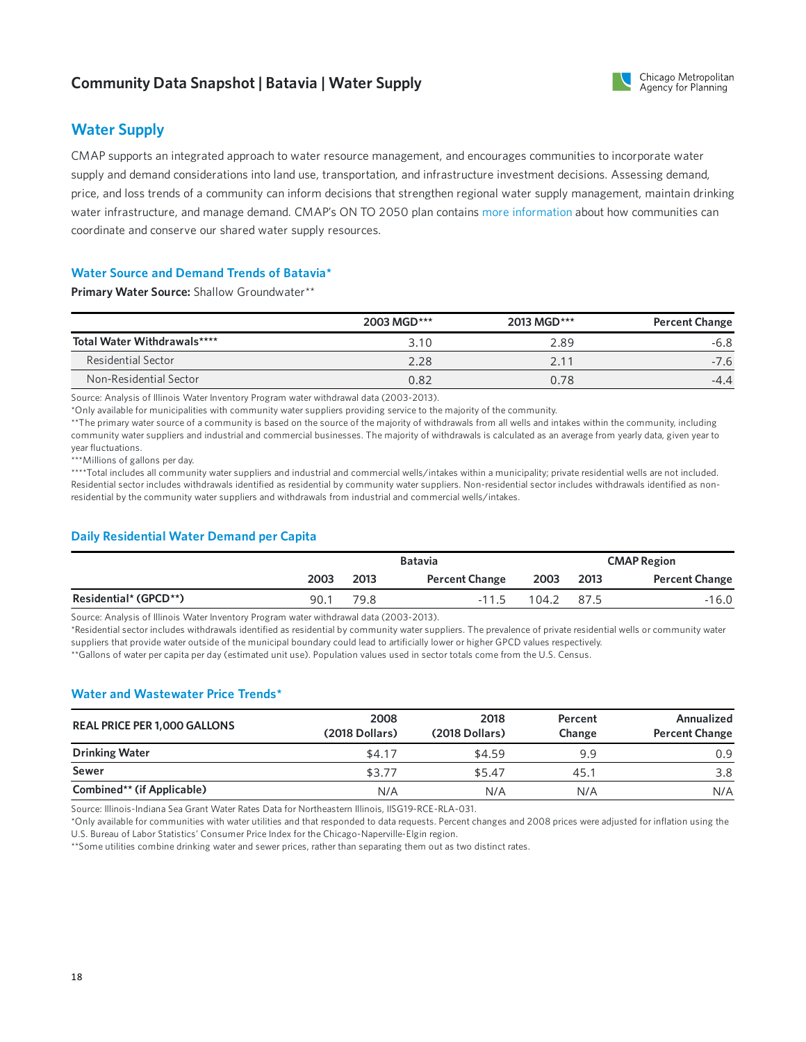# Community Data Snapshot | Batavia | Water Supply

## Water Supply

CMAP supports an integrated approach to water resource management, and encourages communities to incorporate water supply and demand considerations into land use, transportation, and infrastructure investment decisions. Assessing demand, price, and loss trends of a community can inform decisions that strengthen regional water supply management, maintain drinking water infrastructure, and manage demand. CMAP's ON TO 2050 plan contains more information about how communities can coordinate and conserve our shared water supply resources.

### Water Source and Demand Trends of Batavia*

**Primary Water Source:** Shallow Groundwater**

| | 2003 MGD*** | 2013 MGD*** | Percent Change |
|---|---|---|---|
| **Total Water Withdrawals****** | 3.10 | 2.89 | -6.8 |
| Residential Sector | 2.28 | 2.11 | -7.6 |
| Non-Residential Sector | 0.82 | 0.78 | -4.4 |

Source: Analysis of Illinois Water Inventory Program water withdrawal data (2003-2013).

*Only available for municipalities with community water suppliers providing service to the majority of the community.

**The primary water source of a community is based on the source of the majority of withdrawals from all wells and intakes within the community, including community water suppliers and industrial and commercial businesses. The majority of withdrawals is calculated as an average from yearly data, given year to year fluctuations.

***Millions of gallons per day.

****Total includes all community water suppliers and industrial and commercial wells/intakes within a municipality; private residential wells are not included. Residential sector includes withdrawals identified as residential by community water suppliers. Non-residential sector includes withdrawals identified as non-residential by the community water suppliers and withdrawals from industrial and commercial wells/intakes.

### Daily Residential Water Demand per Capita

| | Batavia | | | CMAP Region | | |
|---|---|---|---|---|---|---|
| | 2003 | 2013 | Percent Change | 2003 | 2013 | Percent Change |
| **Residential* (GPCD**)** | 90.1 | 79.8 | -11.5 | 104.2 | 87.5 | -16.0 |

Source: Analysis of Illinois Water Inventory Program water withdrawal data (2003-2013).

*Residential sector includes withdrawals identified as residential by community water suppliers. The prevalence of private residential wells or community water suppliers that provide water outside of the municipal boundary could lead to artificially lower or higher GPCD values respectively.

**Gallons of water per capita per day (estimated unit use). Population values used in sector totals come from the U.S. Census.

### Water and Wastewater Price Trends*

| REAL PRICE PER 1,000 GALLONS | 2008 (2018 Dollars) | 2018 (2018 Dollars) | Percent Change | Annualized Percent Change |
|---|---|---|---|---|
| **Drinking Water** | $4.17 | $4.59 | 9.9 | 0.9 |
| **Sewer** | $3.77 | $5.47 | 45.1 | 3.8 |
| **Combined** (if Applicable)** | N/A | N/A | N/A | N/A |

Source: Illinois-Indiana Sea Grant Water Rates Data for Northeastern Illinois, IISG19-RCE-RLA-031.

*Only available for communities with water utilities and that responded to data requests. Percent changes and 2008 prices were adjusted for inflation using the U.S. Bureau of Labor Statistics' Consumer Price Index for the Chicago-Naperville-Elgin region.

**Some utilities combine drinking water and sewer prices, rather than separating them out as two distinct rates.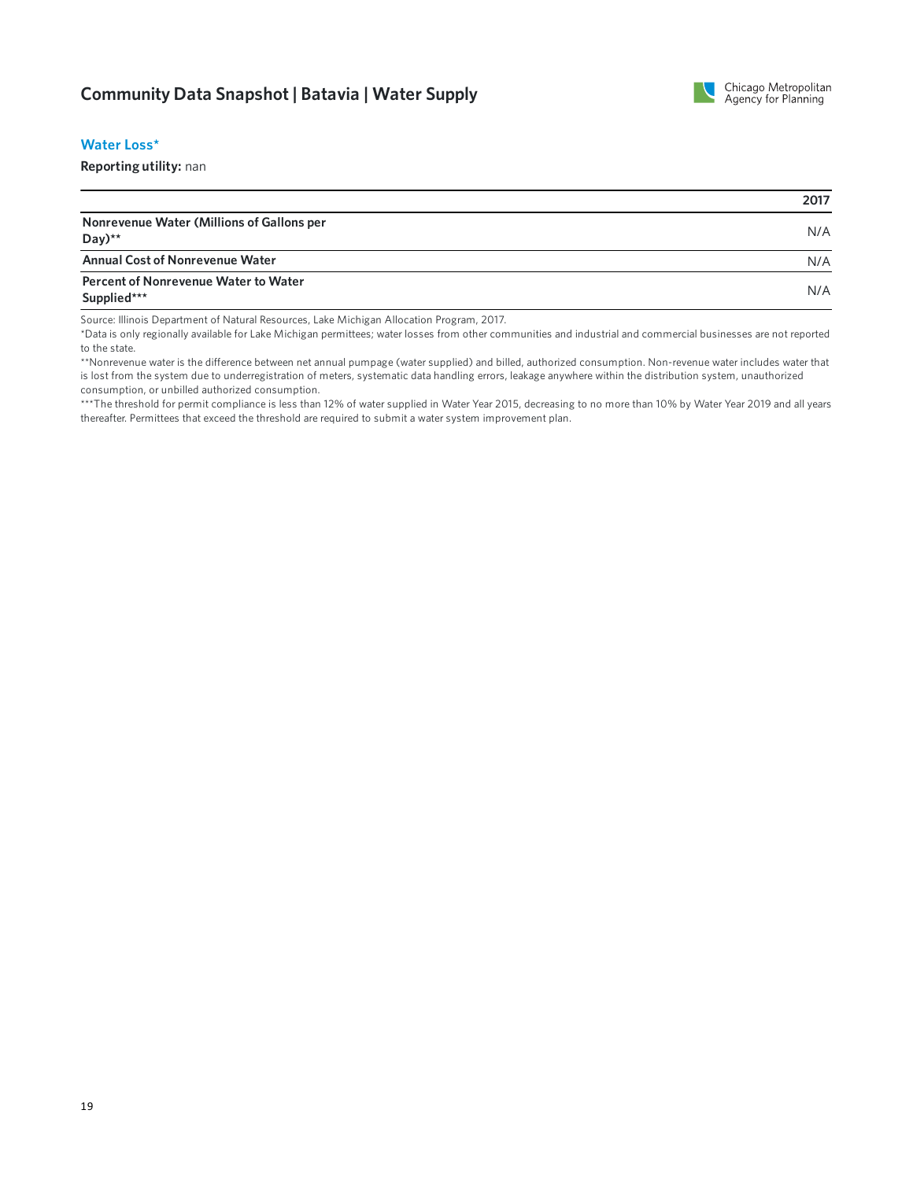# Community Data Snapshot | Batavia | Water Supply

## Water Loss*

**Reporting utility:** nan

| | 2017 |
|---|---|
| **Nonrevenue Water (Millions of Gallons per Day)**** | N/A |
| **Annual Cost of Nonrevenue Water** | N/A |
| **Percent of Nonrevenue Water to Water Supplied***** | N/A |

Source: Illinois Department of Natural Resources, Lake Michigan Allocation Program, 2017.

*Data is only regionally available for Lake Michigan permittees; water losses from other communities and industrial and commercial businesses are not reported to the state.

**Nonrevenue water is the difference between net annual pumpage (water supplied) and billed, authorized consumption. Non-revenue water includes water that is lost from the system due to underregistration of meters, systematic data handling errors, leakage anywhere within the distribution system, unauthorized consumption, or unbilled authorized consumption.

***The threshold for permit compliance is less than 12% of water supplied in Water Year 2015, decreasing to no more than 10% by Water Year 2019 and all years thereafter. Permittees that exceed the threshold are required to submit a water system improvement plan.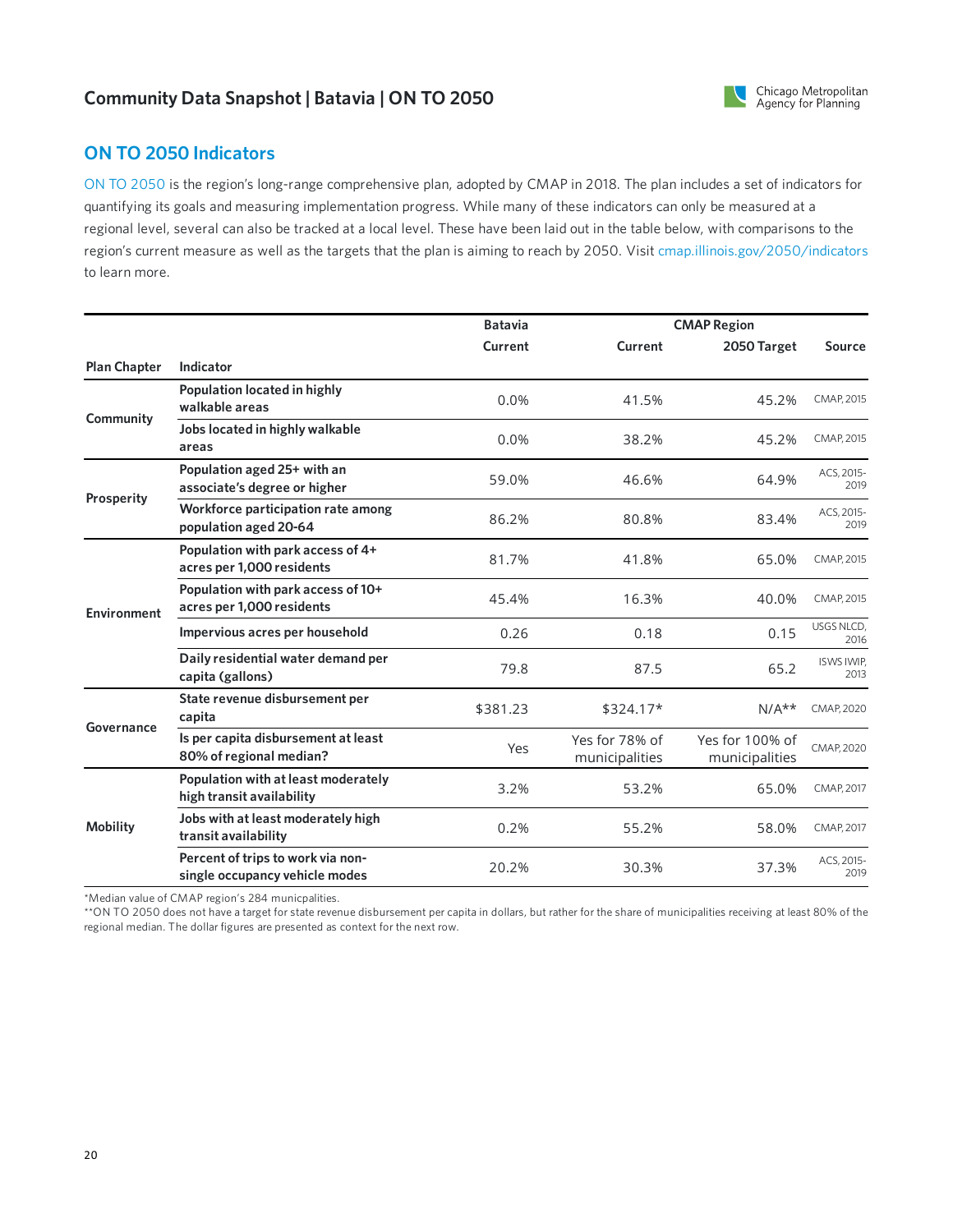## Community Data Snapshot | Batavia | ON TO 2050

## ON TO 2050 Indicators

ON TO 2050 is the region's long-range comprehensive plan, adopted by CMAP in 2018. The plan includes a set of indicators for quantifying its goals and measuring implementation progress. While many of these indicators can only be measured at a regional level, several can also be tracked at a local level. These have been laid out in the table below, with comparisons to the region's current measure as well as the targets that the plan is aiming to reach by 2050. Visit cmap.illinois.gov/2050/indicators to learn more.

| | | Batavia | CMAP Region | | |
|---|---|---|---|---|---|
| Plan Chapter | Indicator | Current | Current | 2050 Target | Source |
| Community | Population located in highly walkable areas | 0.0% | 41.5% | 45.2% | CMAP, 2015 |
| | Jobs located in highly walkable areas | 0.0% | 38.2% | 45.2% | CMAP, 2015 |
| Prosperity | Population aged 25+ with an associate's degree or higher | 59.0% | 46.6% | 64.9% | ACS, 2015-2019 |
| | Workforce participation rate among population aged 20-64 | 86.2% | 80.8% | 83.4% | ACS, 2015-2019 |
| Environment | Population with park access of 4+ acres per 1,000 residents | 81.7% | 41.8% | 65.0% | CMAP, 2015 |
| | Population with park access of 10+ acres per 1,000 residents | 45.4% | 16.3% | 40.0% | CMAP, 2015 |
| | Impervious acres per household | 0.26 | 0.18 | 0.15 | USGS NLCD, 2016 |
| | Daily residential water demand per capita (gallons) | 79.8 | 87.5 | 65.2 | ISWS IWIP, 2013 |
| Governance | State revenue disbursement per capita | $381.23 | $324.17* | N/A** | CMAP, 2020 |
| | Is per capita disbursement at least 80% of regional median? | Yes | Yes for 78% of municipalities | Yes for 100% of municipalities | CMAP, 2020 |
| Mobility | Population with at least moderately high transit availability | 3.2% | 53.2% | 65.0% | CMAP, 2017 |
| | Jobs with at least moderately high transit availability | 0.2% | 55.2% | 58.0% | CMAP, 2017 |
| | Percent of trips to work via non-single occupancy vehicle modes | 20.2% | 30.3% | 37.3% | ACS, 2015-2019 |

*Median value of CMAP region's 284 municpalities.

**ON TO 2050 does not have a target for state revenue disbursement per capita in dollars, but rather for the share of municipalities receiving at least 80% of the regional median. The dollar figures are presented as context for the next row.